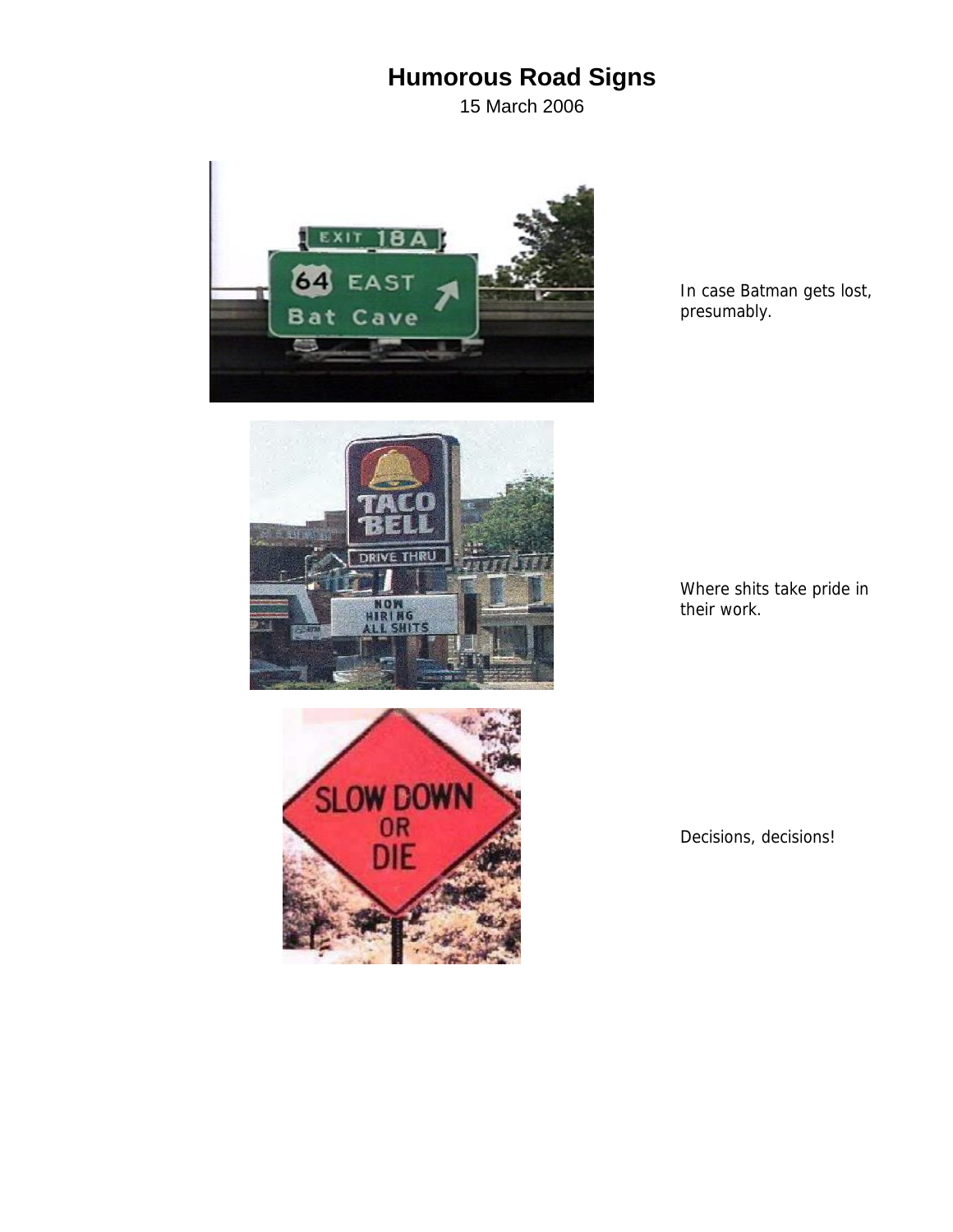# Humorous Road Signs

15 March 2006

In case Batman gets lost, presumably.

Where shits take pride in their work.

Decisions, decisions!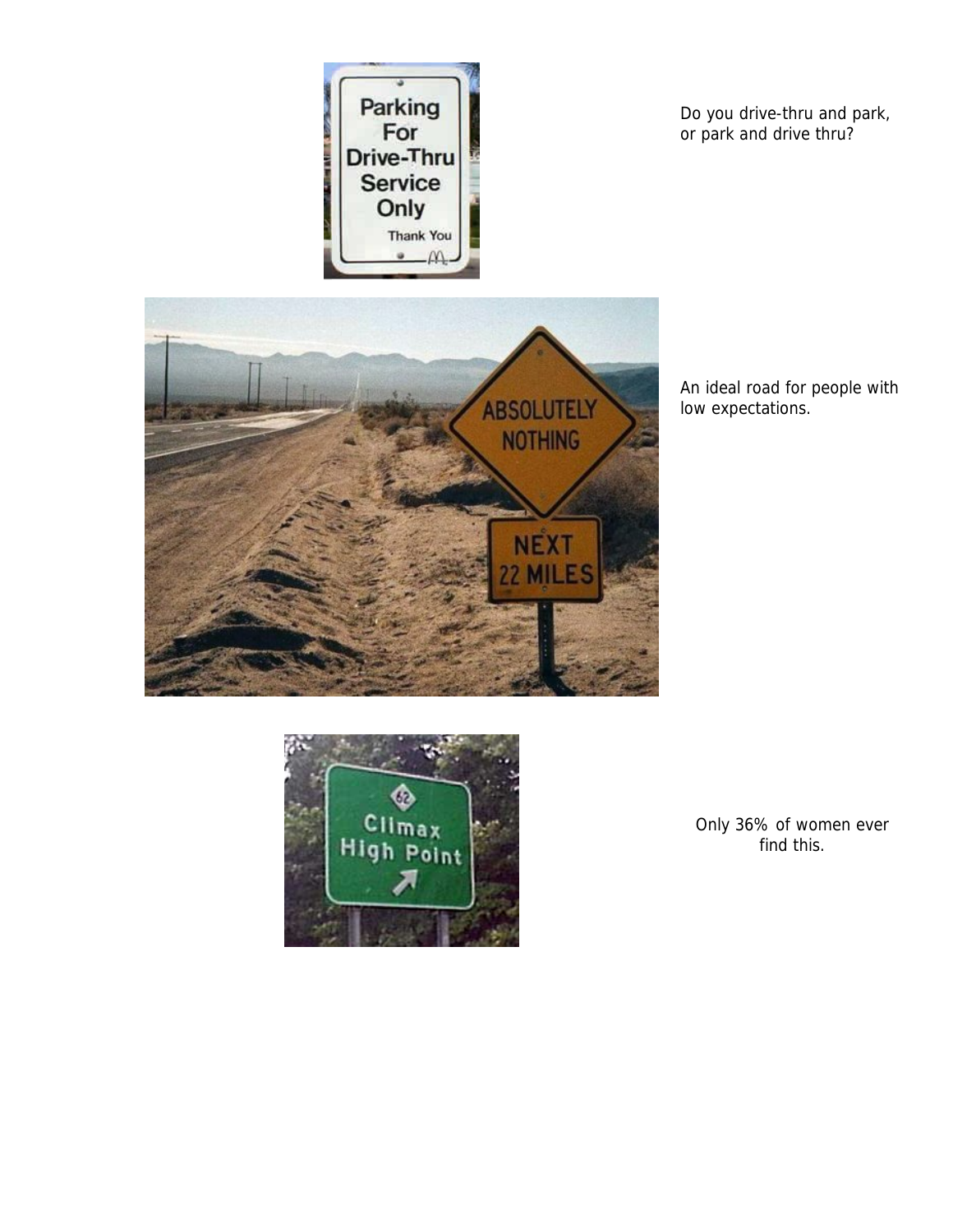Do you drive-thru and park, or park and drive thru?

An ideal road for people with low expectations.

Only 36% of women ever find this.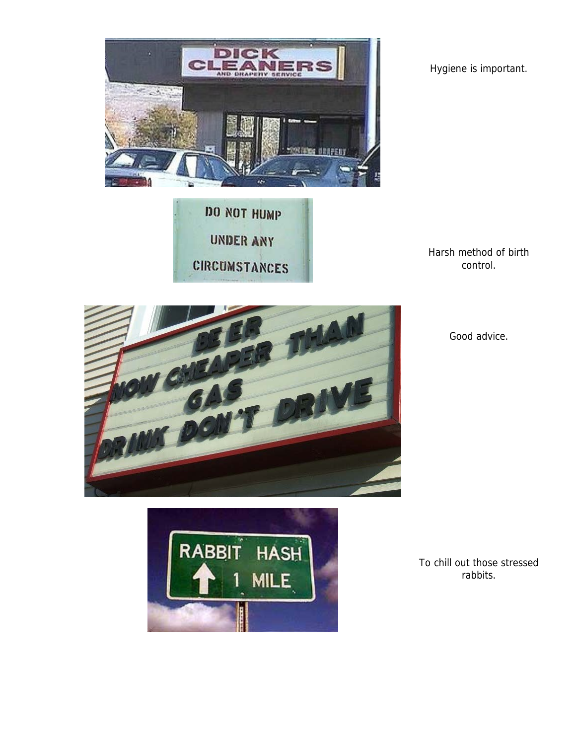Hygiene is important.

Harsh method of birth control.

Good advice.

To chill out those stressed rabbits.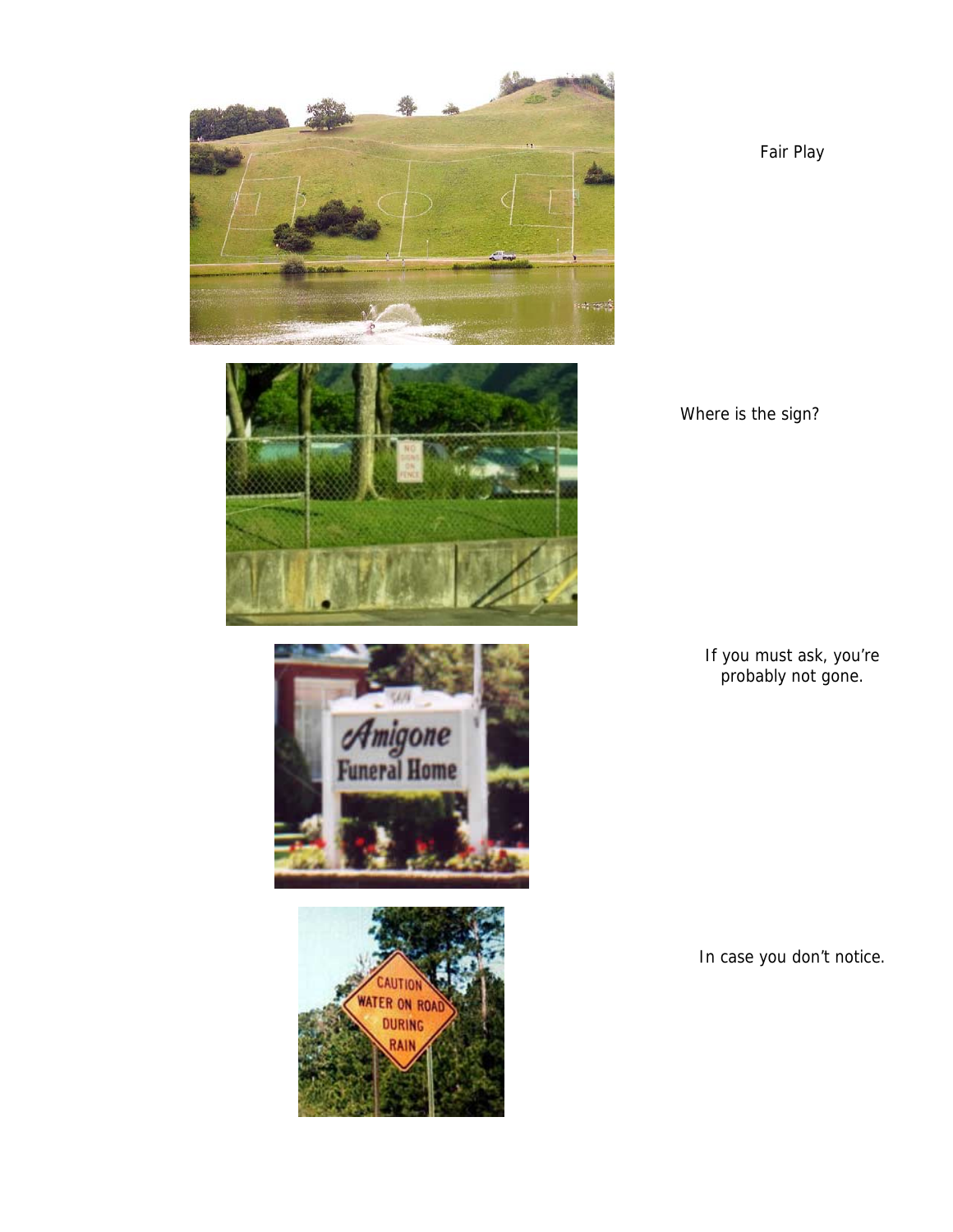Fair Play

Where is the sign?

If you must ask, you're probably not gone.

In case you don't notice.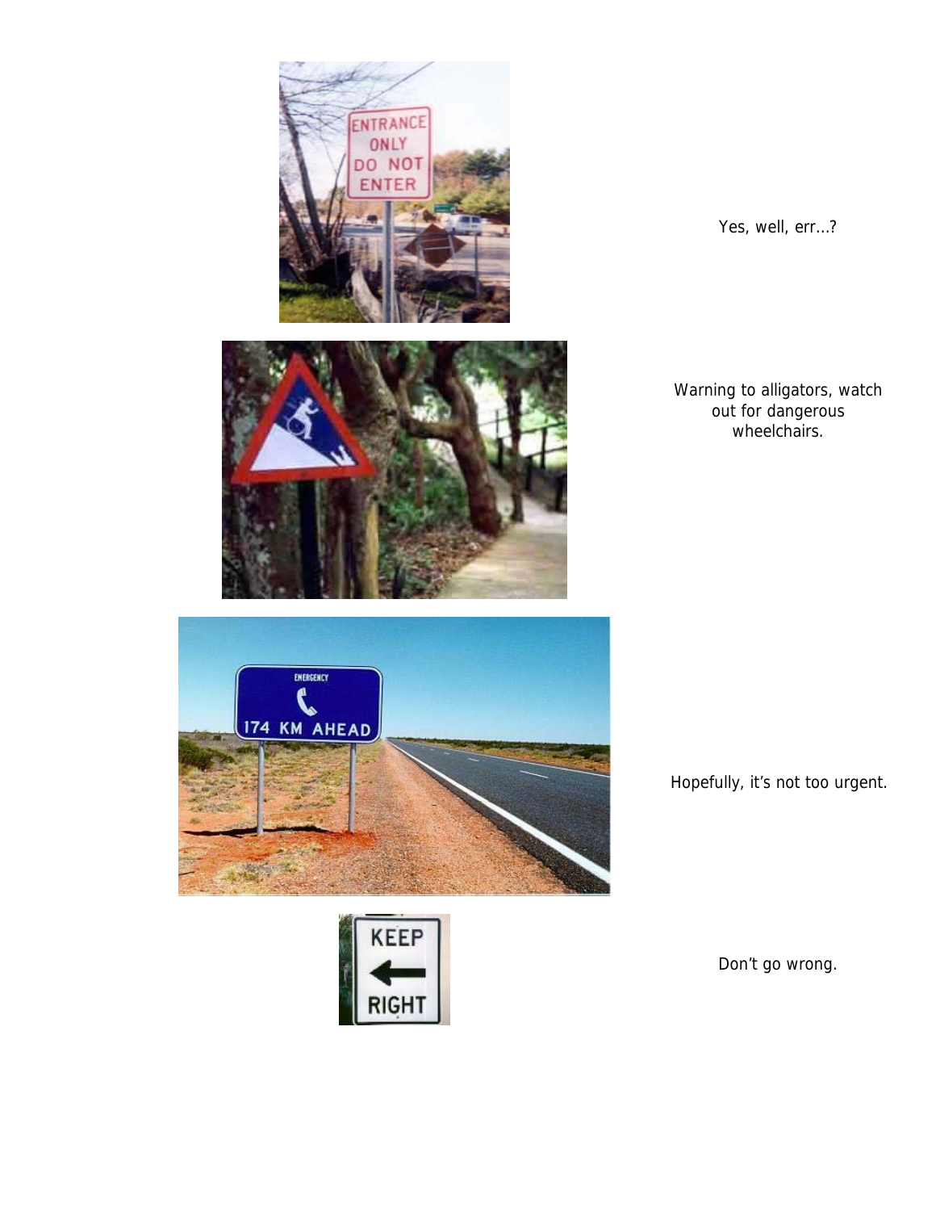Yes, well, err…?

Warning to alligators, watch out for dangerous wheelchairs.

Hopefully, it's not too urgent.

Don't go wrong.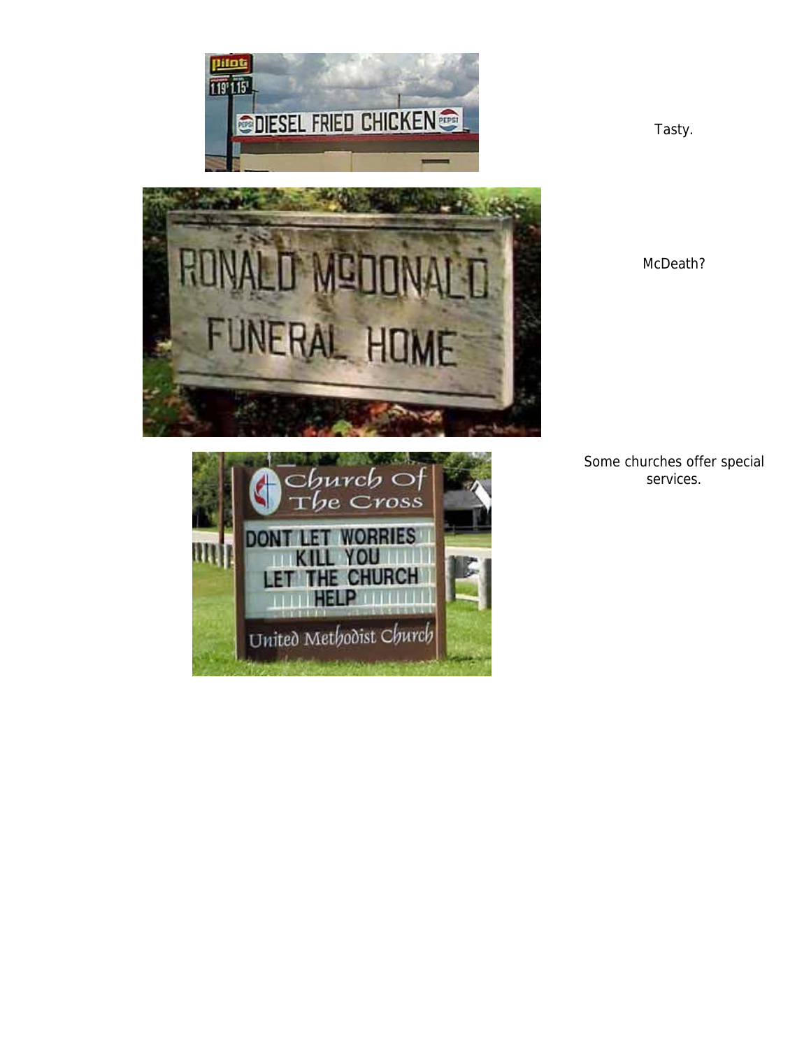Tasty.

McDeath?

Some churches offer special services.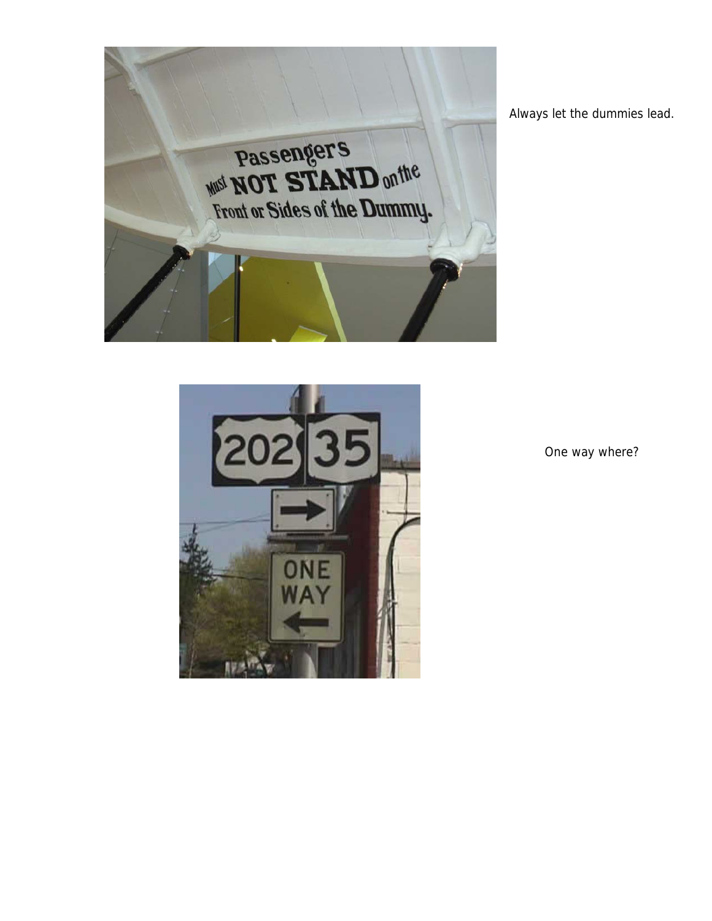Always let the dummies lead.

One way where?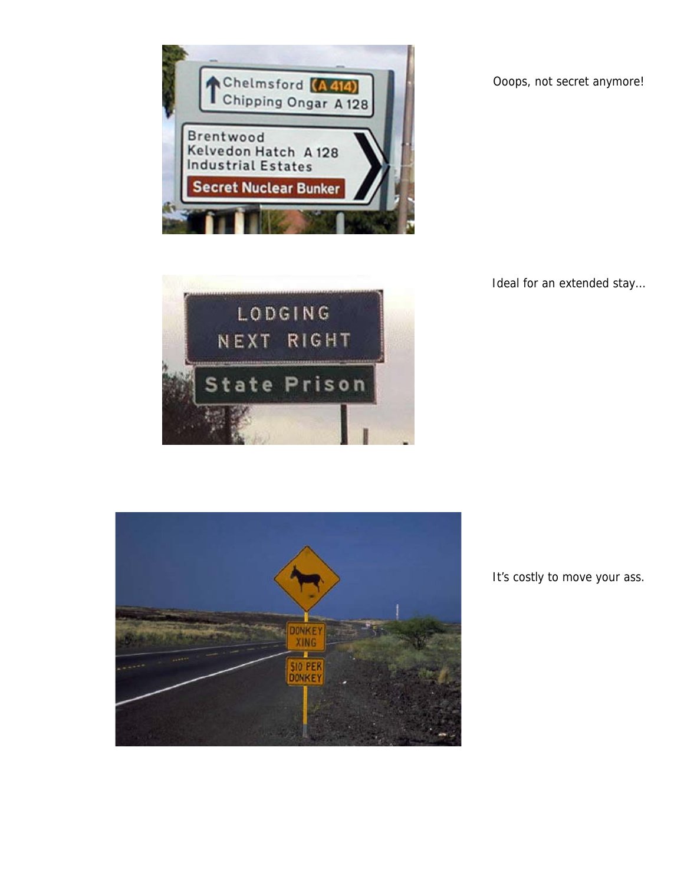Ooops, not secret anymore!

Ideal for an extended stay…

It's costly to move your ass.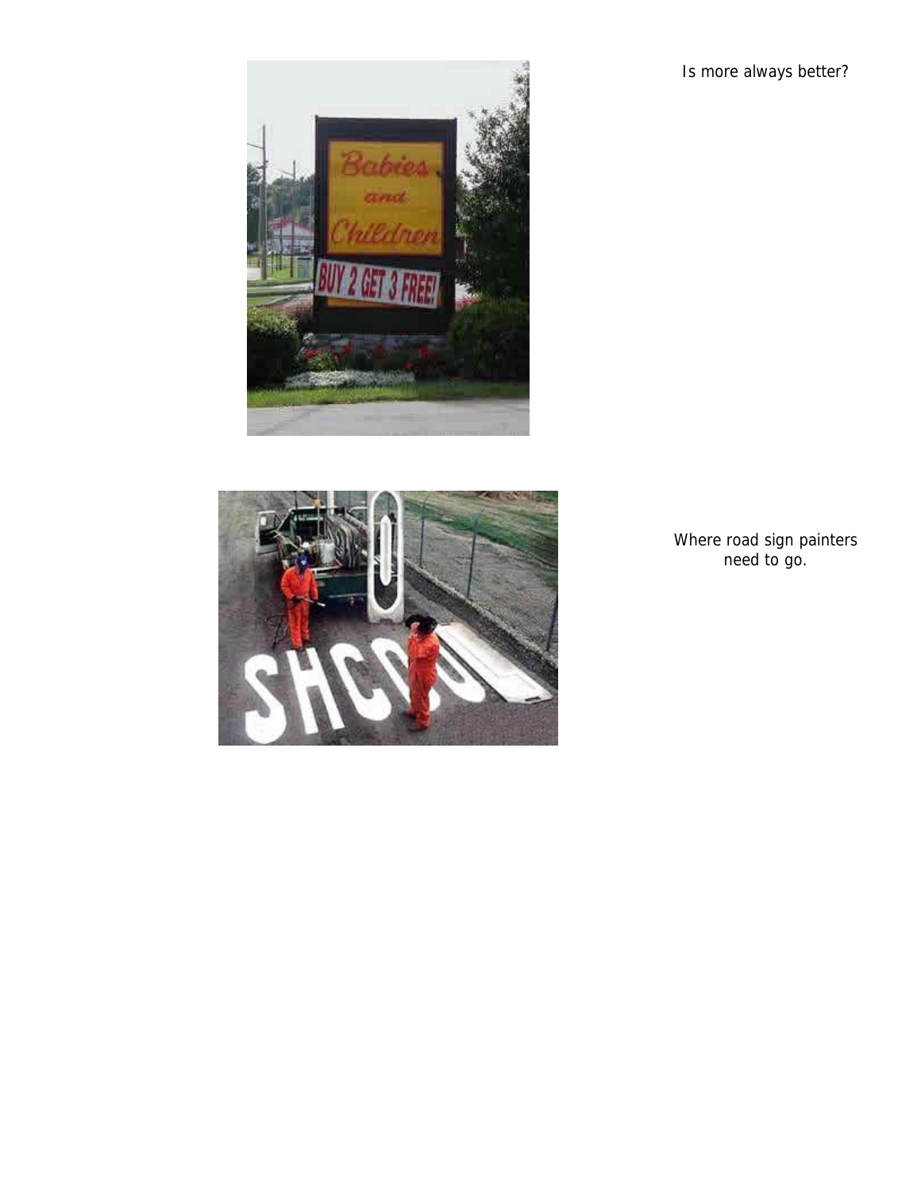Is more always better?

Where road sign painters need to go.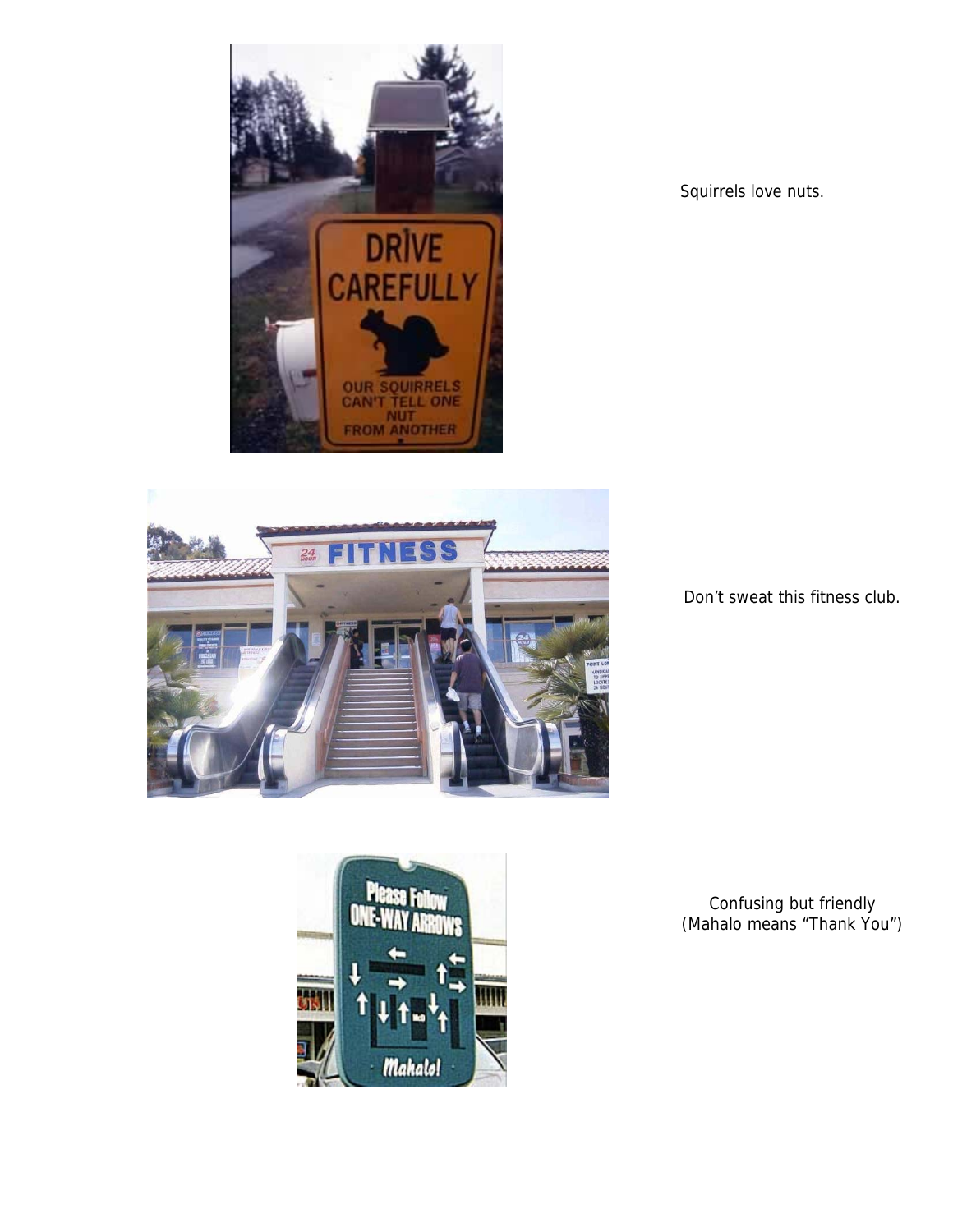Squirrels love nuts.

Don't sweat this fitness club.

Confusing but friendly
(Mahalo means "Thank You")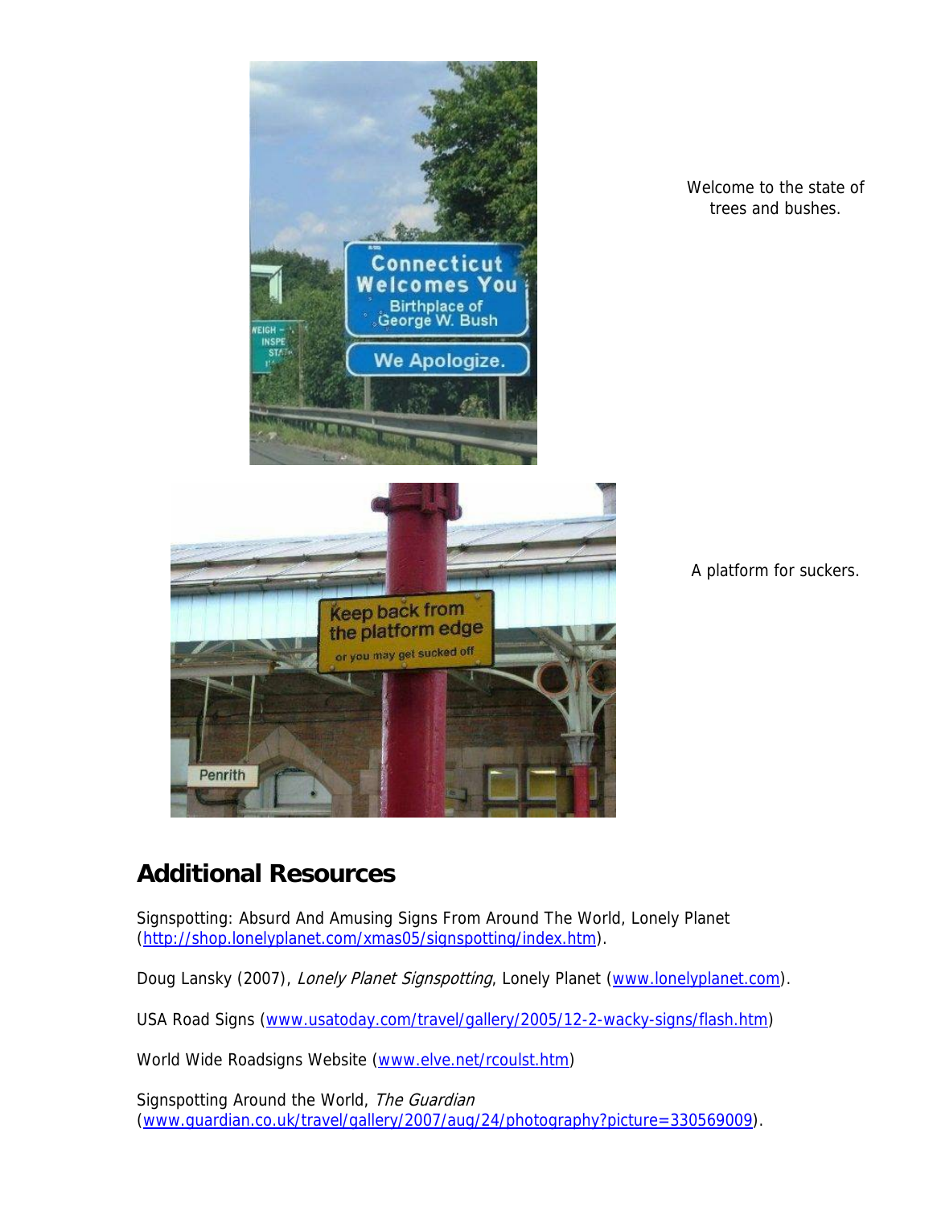Welcome to the state of trees and bushes.

A platform for suckers.

## Additional Resources

Signspotting: Absurd And Amusing Signs From Around The World, Lonely Planet (http://shop.lonelyplanet.com/xmas05/signspotting/index.htm).

Doug Lansky (2007), *Lonely Planet Signspotting*, Lonely Planet (www.lonelyplanet.com).

USA Road Signs (www.usatoday.com/travel/gallery/2005/12-2-wacky-signs/flash.htm)

World Wide Roadsigns Website (www.elve.net/rcoulst.htm)

Signspotting Around the World, *The Guardian* (www.guardian.co.uk/travel/gallery/2007/aug/24/photography?picture=330569009).